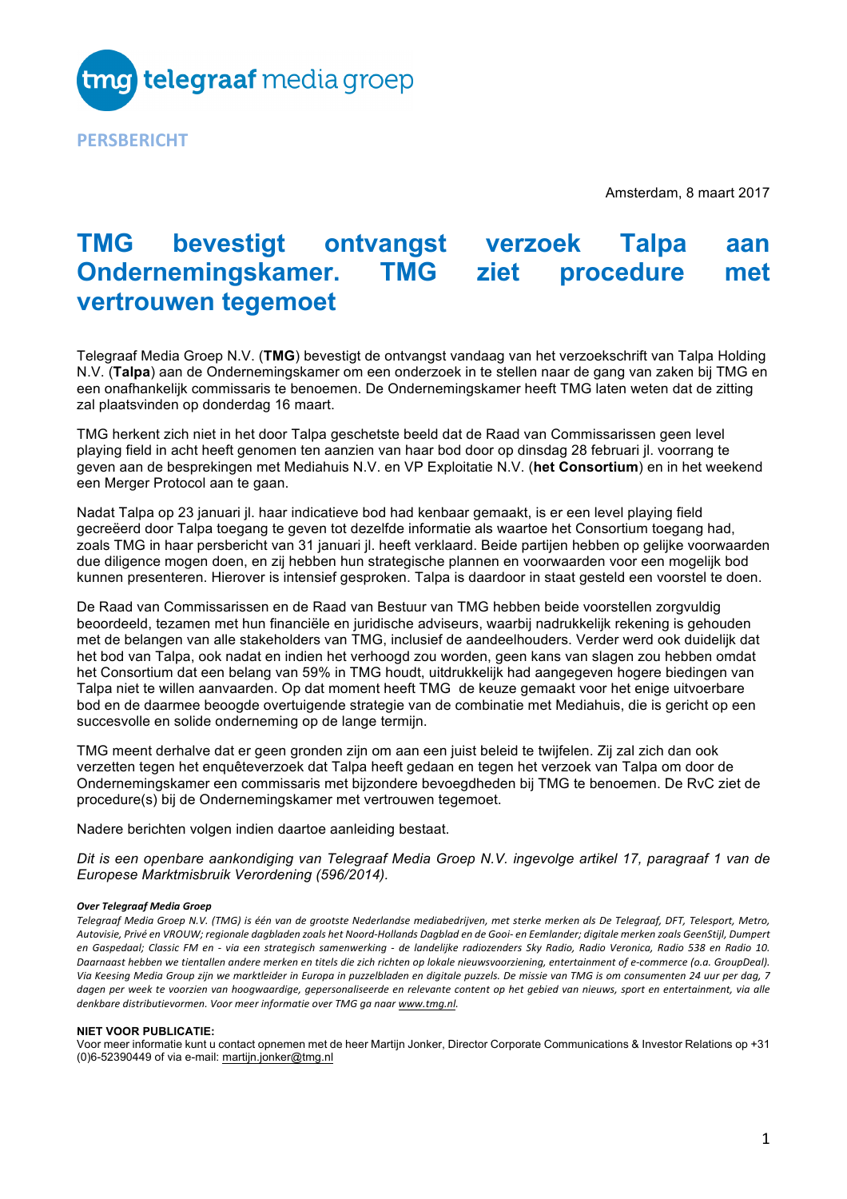telegraaf media groep

**PERSBERICHT**

Amsterdam, 8 maart 2017

# TMG bevestigt ontvangst verzoek Talpa aan Ondernemingskamer. TMG ziet procedure met vertrouwen tegemoet

Telegraaf Media Groep N.V. (**TMG**) bevestigt de ontvangst vandaag van het verzoekschrift van Talpa Holding N.V. (**Talpa**) aan de Ondernemingskamer om een onderzoek in te stellen naar de gang van zaken bij TMG en een onafhankelijk commissaris te benoemen. De Ondernemingskamer heeft TMG laten weten dat de zitting zal plaatsvinden op donderdag 16 maart.

TMG herkent zich niet in het door Talpa geschetste beeld dat de Raad van Commissarissen geen level playing field in acht heeft genomen ten aanzien van haar bod door op dinsdag 28 februari jl. voorrang te geven aan de besprekingen met Mediahuis N.V. en VP Exploitatie N.V. (**het Consortium**) en in het weekend een Merger Protocol aan te gaan.

Nadat Talpa op 23 januari jl. haar indicatieve bod had kenbaar gemaakt, is er een level playing field gecreëerd door Talpa toegang te geven tot dezelfde informatie als waartoe het Consortium toegang had, zoals TMG in haar persbericht van 31 januari jl. heeft verklaard. Beide partijen hebben op gelijke voorwaarden due diligence mogen doen, en zij hebben hun strategische plannen en voorwaarden voor een mogelijk bod kunnen presenteren. Hierover is intensief gesproken. Talpa is daardoor in staat gesteld een voorstel te doen.

De Raad van Commissarissen en de Raad van Bestuur van TMG hebben beide voorstellen zorgvuldig beoordeeld, tezamen met hun financiële en juridische adviseurs, waarbij nadrukkelijk rekening is gehouden met de belangen van alle stakeholders van TMG, inclusief de aandeelhouders. Verder werd ook duidelijk dat het bod van Talpa, ook nadat en indien het verhoogd zou worden, geen kans van slagen zou hebben omdat het Consortium dat een belang van 59% in TMG houdt, uitdrukkelijk had aangegeven hogere biedingen van Talpa niet te willen aanvaarden. Op dat moment heeft TMG de keuze gemaakt voor het enige uitvoerbare bod en de daarmee beoogde overtuigende strategie van de combinatie met Mediahuis, die is gericht op een succesvolle en solide onderneming op de lange termijn.

TMG meent derhalve dat er geen gronden zijn om aan een juist beleid te twijfelen. Zij zal zich dan ook verzetten tegen het enquêteverzoek dat Talpa heeft gedaan en tegen het verzoek van Talpa om door de Ondernemingskamer een commissaris met bijzondere bevoegdheden bij TMG te benoemen. De RvC ziet de procedure(s) bij de Ondernemingskamer met vertrouwen tegemoet.

Nadere berichten volgen indien daartoe aanleiding bestaat.

*Dit is een openbare aankondiging van Telegraaf Media Groep N.V. ingevolge artikel 17, paragraaf 1 van de Europese Marktmisbruik Verordening (596/2014).*

***Over Telegraaf Media Groep***

*Telegraaf Media Groep N.V. (TMG) is één van de grootste Nederlandse mediabedrijven, met sterke merken als De Telegraaf, DFT, Telesport, Metro, Autovisie, Privé en VROUW; regionale dagbladen zoals het Noord-Hollands Dagblad en de Gooi- en Eemlander; digitale merken zoals GeenStijl, Dumpert en Gaspedaal; Classic FM en - via een strategisch samenwerking - de landelijke radiozenders Sky Radio, Radio Veronica, Radio 538 en Radio 10. Daarnaast hebben we tientallen andere merken en titels die zich richten op lokale nieuwsvoorziening, entertainment of e-commerce (o.a. GroupDeal). Via Keesing Media Group zijn we marktleider in Europa in puzzelbladen en digitale puzzels. De missie van TMG is om consumenten 24 uur per dag, 7 dagen per week te voorzien van hoogwaardige, gepersonaliseerde en relevante content op het gebied van nieuws, sport en entertainment, via alle denkbare distributievormen. Voor meer informatie over TMG ga naar www.tmg.nl.*

**NIET VOOR PUBLICATIE:**
Voor meer informatie kunt u contact opnemen met de heer Martijn Jonker, Director Corporate Communications & Investor Relations op +31 (0)6-52390449 of via e-mail: martijn.jonker@tmg.nl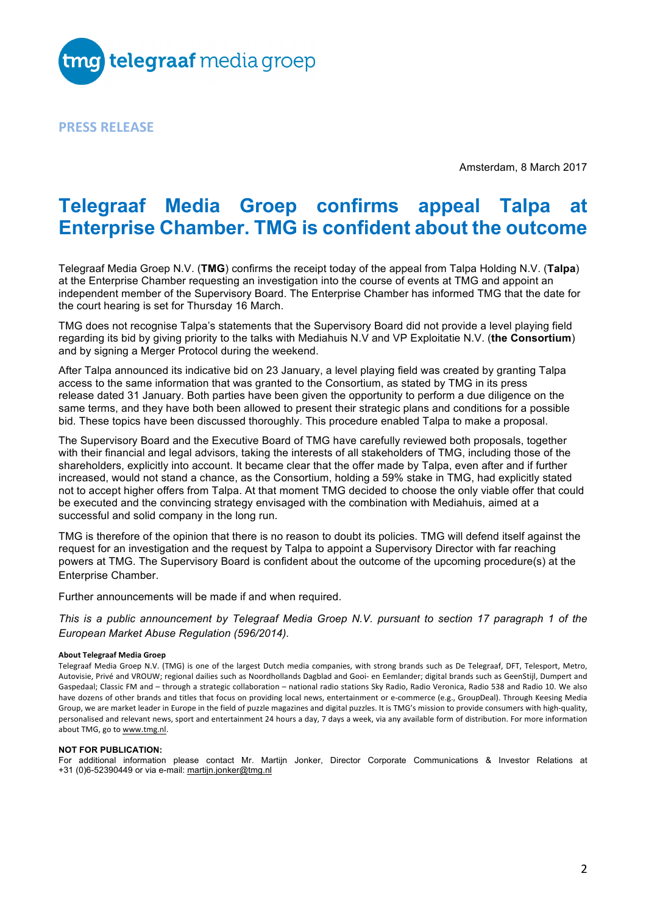**PRESS RELEASE**

Amsterdam, 8 March 2017

# Telegraaf Media Groep confirms appeal Talpa at Enterprise Chamber. TMG is confident about the outcome

Telegraaf Media Groep N.V. (**TMG**) confirms the receipt today of the appeal from Talpa Holding N.V. (**Talpa**) at the Enterprise Chamber requesting an investigation into the course of events at TMG and appoint an independent member of the Supervisory Board. The Enterprise Chamber has informed TMG that the date for the court hearing is set for Thursday 16 March.

TMG does not recognise Talpa's statements that the Supervisory Board did not provide a level playing field regarding its bid by giving priority to the talks with Mediahuis N.V and VP Exploitatie N.V. (**the Consortium**) and by signing a Merger Protocol during the weekend.

After Talpa announced its indicative bid on 23 January, a level playing field was created by granting Talpa access to the same information that was granted to the Consortium, as stated by TMG in its press release dated 31 January. Both parties have been given the opportunity to perform a due diligence on the same terms, and they have both been allowed to present their strategic plans and conditions for a possible bid. These topics have been discussed thoroughly. This procedure enabled Talpa to make a proposal.

The Supervisory Board and the Executive Board of TMG have carefully reviewed both proposals, together with their financial and legal advisors, taking the interests of all stakeholders of TMG, including those of the shareholders, explicitly into account. It became clear that the offer made by Talpa, even after and if further increased, would not stand a chance, as the Consortium, holding a 59% stake in TMG, had explicitly stated not to accept higher offers from Talpa. At that moment TMG decided to choose the only viable offer that could be executed and the convincing strategy envisaged with the combination with Mediahuis, aimed at a successful and solid company in the long run.

TMG is therefore of the opinion that there is no reason to doubt its policies. TMG will defend itself against the request for an investigation and the request by Talpa to appoint a Supervisory Director with far reaching powers at TMG. The Supervisory Board is confident about the outcome of the upcoming procedure(s) at the Enterprise Chamber.

Further announcements will be made if and when required.

*This is a public announcement by Telegraaf Media Groep N.V. pursuant to section 17 paragraph 1 of the European Market Abuse Regulation (596/2014).*

**About Telegraaf Media Groep**

Telegraaf Media Groep N.V. (TMG) is one of the largest Dutch media companies, with strong brands such as De Telegraaf, DFT, Telesport, Metro, Autovisie, Privé and VROUW; regional dailies such as Noordhollands Dagblad and Gooi- en Eemlander; digital brands such as GeenStijl, Dumpert and Gaspedaal; Classic FM and – through a strategic collaboration – national radio stations Sky Radio, Radio Veronica, Radio 538 and Radio 10. We also have dozens of other brands and titles that focus on providing local news, entertainment or e-commerce (e.g., GroupDeal). Through Keesing Media Group, we are market leader in Europe in the field of puzzle magazines and digital puzzles. It is TMG's mission to provide consumers with high-quality, personalised and relevant news, sport and entertainment 24 hours a day, 7 days a week, via any available form of distribution. For more information about TMG, go to www.tmg.nl.

**NOT FOR PUBLICATION:**

For additional information please contact Mr. Martijn Jonker, Director Corporate Communications & Investor Relations at +31 (0)6-52390449 or via e-mail: martijn.jonker@tmg.nl